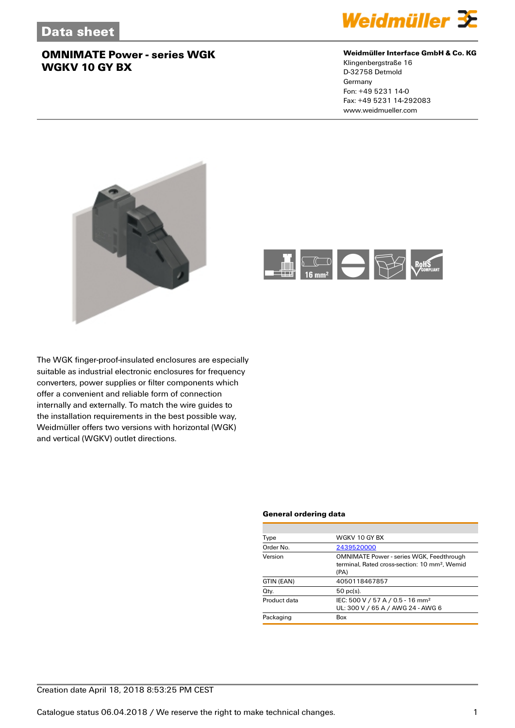Data sheet

# OMNIMATE Power - series WGK
# WGKV 10 GY BX

**Weidmüller Interface GmbH & Co. KG**
Klingenbergstraße 16
D-32758 Detmold
Germany
Fon: +49 5231 14-0
Fax: +49 5231 14-292083
www.weidmueller.com

The WGK finger-proof-insulated enclosures are especially suitable as industrial electronic enclosures for frequency converters, power supplies or filter components which offer a convenient and reliable form of connection internally and externally. To match the wire guides to the installation requirements in the best possible way, Weidmüller offers two versions with horizontal (WGK) and vertical (WGKV) outlet directions.

### General ordering data

| | |
|---|---|
| Type | WGKV 10 GY BX |
| Order No. | 2439520000 |
| Version | OMNIMATE Power - series WGK, Feedthrough terminal, Rated cross-section: 10 mm², Wemid (PA) |
| GTIN (EAN) | 4050118467857 |
| Qty. | 50 pc(s). |
| Product data | IEC: 500 V / 57 A / 0.5 - 16 mm²<br>UL: 300 V / 65 A / AWG 24 - AWG 6 |
| Packaging | Box |

Creation date April 18, 2018 8:53:25 PM CEST

Catalogue status 06.04.2018 / We reserve the right to make technical changes.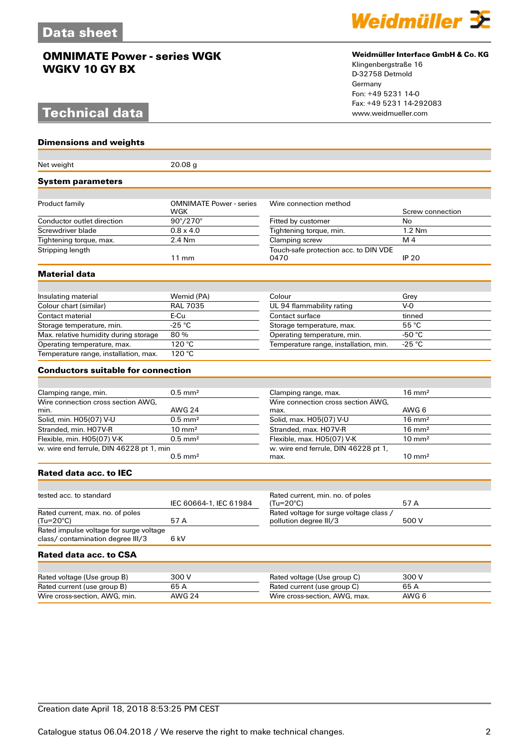# OMNIMATE Power - series WGK
## WGKV 10 GY BX

**Weidmüller Interface GmbH & Co. KG**
Klingenbergstraße 16
D-32758 Detmold
Germany
Fon: +49 5231 14-0
Fax: +49 5231 14-292083
www.weidmueller.com

## Technical data

### Dimensions and weights

| | |
|---|---|
| Net weight | 20.08 g |

### System parameters

| | | | |
|---|---|---|---|
| Product family | OMNIMATE Power - series WGK | Wire connection method | Screw connection |
| Conductor outlet direction | 90°/270° | Fitted by customer | No |
| Screwdriver blade | 0.8 x 4.0 | Tightening torque, min. | 1.2 Nm |
| Tightening torque, max. | 2.4 Nm | Clamping screw | M 4 |
| Stripping length | 11 mm | Touch-safe protection acc. to DIN VDE 0470 | IP 20 |

### Material data

| | | | |
|---|---|---|---|
| Insulating material | Wemid (PA) | Colour | Grey |
| Colour chart (similar) | RAL 7035 | UL 94 flammability rating | V-0 |
| Contact material | E-Cu | Contact surface | tinned |
| Storage temperature, min. | -25 °C | Storage temperature, max. | 55 °C |
| Max. relative humidity during storage | 80 % | Operating temperature, min. | -50 °C |
| Operating temperature, max. | 120 °C | Temperature range, installation, min. | -25 °C |
| Temperature range, installation, max. | 120 °C | | |

### Conductors suitable for connection

| | | | |
|---|---|---|---|
| Clamping range, min. | 0.5 mm² | Clamping range, max. | 16 mm² |
| Wire connection cross section AWG, min. | AWG 24 | Wire connection cross section AWG, max. | AWG 6 |
| Solid, min. H05(07) V-U | 0.5 mm² | Solid, max. H05(07) V-U | 16 mm² |
| Stranded, min. H07V-R | 10 mm² | Stranded, max. H07V-R | 16 mm² |
| Flexible, min. H05(07) V-K | 0.5 mm² | Flexible, max. H05(07) V-K | 10 mm² |
| w. wire end ferrule, DIN 46228 pt 1, min | 0.5 mm² | w. wire end ferrule, DIN 46228 pt 1, max. | 10 mm² |

### Rated data acc. to IEC

| | | | |
|---|---|---|---|
| tested acc. to standard | IEC 60664-1, IEC 61984 | Rated current, min. no. of poles (Tu=20°C) | 57 A |
| Rated current, max. no. of poles (Tu=20°C) | 57 A | Rated voltage for surge voltage class / pollution degree III/3 | 500 V |
| Rated impulse voltage for surge voltage class/ contamination degree III/3 | 6 kV | | |

### Rated data acc. to CSA

| | | | |
|---|---|---|---|
| Rated voltage (Use group B) | 300 V | Rated voltage (Use group C) | 300 V |
| Rated current (use group B) | 65 A | Rated current (use group C) | 65 A |
| Wire cross-section, AWG, min. | AWG 24 | Wire cross-section, AWG, max. | AWG 6 |

Creation date April 18, 2018 8:53:25 PM CEST

Catalogue status 06.04.2018 / We reserve the right to make technical changes.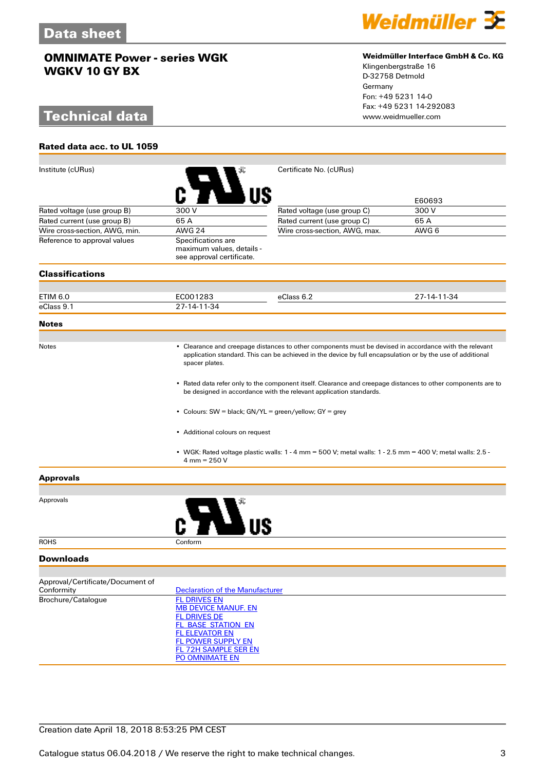# Data sheet

## OMNIMATE Power - series WGK
## WGKV 10 GY BX

**Weidmüller Interface GmbH & Co. KG**
Klingenbergstraße 16
D-32758 Detmold
Germany
Fon: +49 5231 14-0
Fax: +49 5231 14-292083
www.weidmueller.com

# Technical data

### Rated data acc. to UL 1059

| | | | |
|---|---|---|---|
| Institute (cURus) | | Certificate No. (cURus) | E60693 |
| Rated voltage (use group B) | 300 V | Rated voltage (use group C) | 300 V |
| Rated current (use group B) | 65 A | Rated current (use group C) | 65 A |
| Wire cross-section, AWG, min. | AWG 24 | Wire cross-section, AWG, max. | AWG 6 |
| Reference to approval values | Specifications are maximum values, details - see approval certificate. | | |

### Classifications

| | | | |
|---|---|---|---|
| ETIM 6.0 | EC001283 | eClass 6.2 | 27-14-11-34 |
| eClass 9.1 | 27-14-11-34 | | |

### Notes

Notes

- Clearance and creepage distances to other components must be devised in accordance with the relevant application standard. This can be achieved in the device by full encapsulation or by the use of additional spacer plates.
- Rated data refer only to the component itself. Clearance and creepage distances to other components are to be designed in accordance with the relevant application standards.
- Colours: SW = black; GN/YL = green/yellow; GY = grey
- Additional colours on request
- WGK: Rated voltage plastic walls: 1 - 4 mm = 500 V; metal walls: 1 - 2.5 mm = 400 V; metal walls: 2.5 - 4 mm = 250 V

### Approvals

| | |
|---|---|
| Approvals | |
| ROHS | Conform |

### Downloads

| | |
|---|---|
| Approval/Certificate/Document of Conformity | Declaration of the Manufacturer |
| Brochure/Catalogue | FL DRIVES EN<br>MB DEVICE MANUF. EN<br>FL DRIVES DE<br>FL_BASE_STATION_EN<br>FL ELEVATOR EN<br>FL POWER SUPPLY EN<br>FL 72H SAMPLE SER EN<br>PO OMNIMATE EN |

Creation date April 18, 2018 8:53:25 PM CEST

Catalogue status 06.04.2018 / We reserve the right to make technical changes.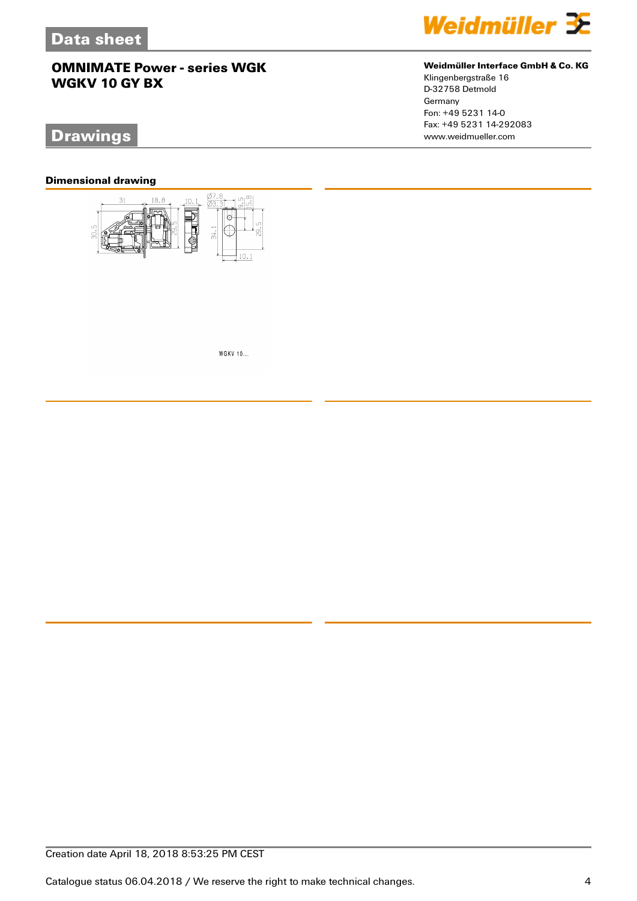## Drawings

### Dimensional drawing

31
18.8
10.1
Ø7.8
Ø3.3
9.5
15.8
30.5
29.5
34.1
29.5
10.1

WGKV 10...

Creation date April 18, 2018 8:53:25 PM CEST

Catalogue status 06.04.2018 / We reserve the right to make technical changes.